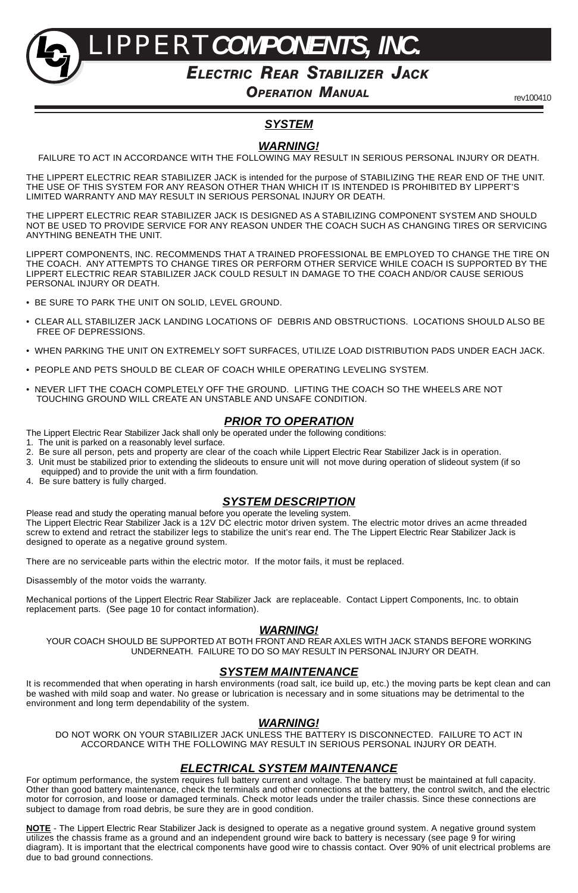# LIPPERT COMPONENTS, INC.

## ELECTRIC REAR STABILIZER JACK

## OPERATION MANUAL

rev100410

### SYSTEM

### WARNING!

FAILURE TO ACT IN ACCORDANCE WITH THE FOLLOWING MAY RESULT IN SERIOUS PERSONAL INJURY OR DEATH.

THE LIPPERT ELECTRIC REAR STABILIZER JACK is intended for the purpose of STABILIZING THE REAR END OF THE UNIT. THE USE OF THIS SYSTEM FOR ANY REASON OTHER THAN WHICH IT IS INTENDED IS PROHIBITED BY LIPPERT'S LIMITED WARRANTY AND MAY RESULT IN SERIOUS PERSONAL INJURY OR DEATH.

THE LIPPERT ELECTRIC REAR STABILIZER JACK IS DESIGNED AS A STABILIZING COMPONENT SYSTEM AND SHOULD NOT BE USED TO PROVIDE SERVICE FOR ANY REASON UNDER THE COACH SUCH AS CHANGING TIRES OR SERVICING ANYTHING BENEATH THE UNIT.

LIPPERT COMPONENTS, INC. RECOMMENDS THAT A TRAINED PROFESSIONAL BE EMPLOYED TO CHANGE THE TIRE ON THE COACH. ANY ATTEMPTS TO CHANGE TIRES OR PERFORM OTHER SERVICE WHILE COACH IS SUPPORTED BY THE LIPPERT ELECTRIC REAR STABILIZER JACK COULD RESULT IN DAMAGE TO THE COACH AND/OR CAUSE SERIOUS PERSONAL INJURY OR DEATH.

- BE SURE TO PARK THE UNIT ON SOLID, LEVEL GROUND.
- CLEAR ALL STABILIZER JACK LANDING LOCATIONS OF DEBRIS AND OBSTRUCTIONS. LOCATIONS SHOULD ALSO BE FREE OF DEPRESSIONS.
- WHEN PARKING THE UNIT ON EXTREMELY SOFT SURFACES, UTILIZE LOAD DISTRIBUTION PADS UNDER EACH JACK.
- PEOPLE AND PETS SHOULD BE CLEAR OF COACH WHILE OPERATING LEVELING SYSTEM.
- NEVER LIFT THE COACH COMPLETELY OFF THE GROUND. LIFTING THE COACH SO THE WHEELS ARE NOT TOUCHING GROUND WILL CREATE AN UNSTABLE AND UNSAFE CONDITION.

### PRIOR TO OPERATION

The Lippert Electric Rear Stabilizer Jack shall only be operated under the following conditions:

1. The unit is parked on a reasonably level surface.
2. Be sure all person, pets and property are clear of the coach while Lippert Electric Rear Stabilizer Jack is in operation.
3. Unit must be stabilized prior to extending the slideouts to ensure unit will not move during operation of slideout system (if so equipped) and to provide the unit with a firm foundation.
4. Be sure battery is fully charged.

### SYSTEM DESCRIPTION

Please read and study the operating manual before you operate the leveling system.
The Lippert Electric Rear Stabilizer Jack is a 12V DC electric motor driven system. The electric motor drives an acme threaded screw to extend and retract the stabilizer legs to stabilize the unit's rear end. The The Lippert Electric Rear Stabilizer Jack is designed to operate as a negative ground system.

There are no serviceable parts within the electric motor. If the motor fails, it must be replaced.

Disassembly of the motor voids the warranty.

Mechanical portions of the Lippert Electric Rear Stabilizer Jack are replaceable. Contact Lippert Components, Inc. to obtain replacement parts. (See page 10 for contact information).

### WARNING!

YOUR COACH SHOULD BE SUPPORTED AT BOTH FRONT AND REAR AXLES WITH JACK STANDS BEFORE WORKING UNDERNEATH. FAILURE TO DO SO MAY RESULT IN PERSONAL INJURY OR DEATH.

### SYSTEM MAINTENANCE

It is recommended that when operating in harsh environments (road salt, ice build up, etc.) the moving parts be kept clean and can be washed with mild soap and water. No grease or lubrication is necessary and in some situations may be detrimental to the environment and long term dependability of the system.

### WARNING!

DO NOT WORK ON YOUR STABILIZER JACK UNLESS THE BATTERY IS DISCONNECTED. FAILURE TO ACT IN ACCORDANCE WITH THE FOLLOWING MAY RESULT IN SERIOUS PERSONAL INJURY OR DEATH.

### ELECTRICAL SYSTEM MAINTENANCE

For optimum performance, the system requires full battery current and voltage. The battery must be maintained at full capacity. Other than good battery maintenance, check the terminals and other connections at the battery, the control switch, and the electric motor for corrosion, and loose or damaged terminals. Check motor leads under the trailer chassis. Since these connections are subject to damage from road debris, be sure they are in good condition.

**NOTE** - The Lippert Electric Rear Stabilizer Jack is designed to operate as a negative ground system. A negative ground system utilizes the chassis frame as a ground and an independent ground wire back to battery is necessary (see page 9 for wiring diagram). It is important that the electrical components have good wire to chassis contact. Over 90% of unit electrical problems are due to bad ground connections.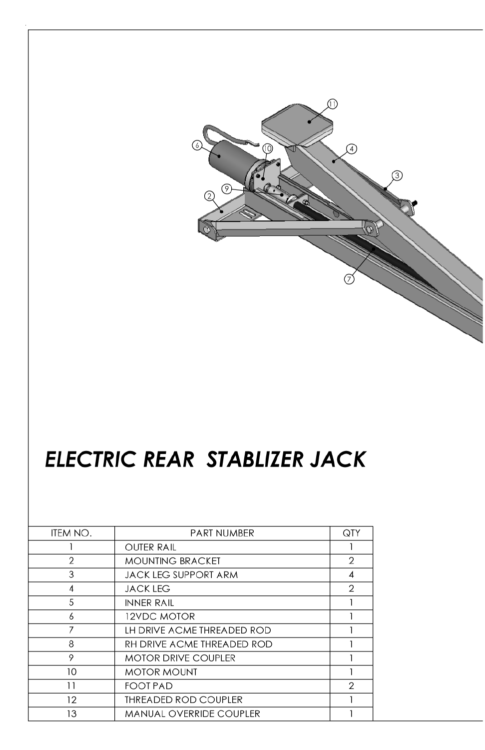# *ELECTRIC REAR STABLIZER JACK*

| ITEM NO. | PART NUMBER | QTY |
|---|---|---|
| 1 | OUTER RAIL | 1 |
| 2 | MOUNTING BRACKET | 2 |
| 3 | JACK LEG SUPPORT ARM | 4 |
| 4 | JACK LEG | 2 |
| 5 | INNER RAIL | 1 |
| 6 | 12VDC MOTOR | 1 |
| 7 | LH DRIVE ACME THREADED ROD | 1 |
| 8 | RH DRIVE ACME THREADED ROD | 1 |
| 9 | MOTOR DRIVE COUPLER | 1 |
| 10 | MOTOR MOUNT | 1 |
| 11 | FOOT PAD | 2 |
| 12 | THREADED ROD COUPLER | 1 |
| 13 | MANUAL OVERRIDE COUPLER | 1 |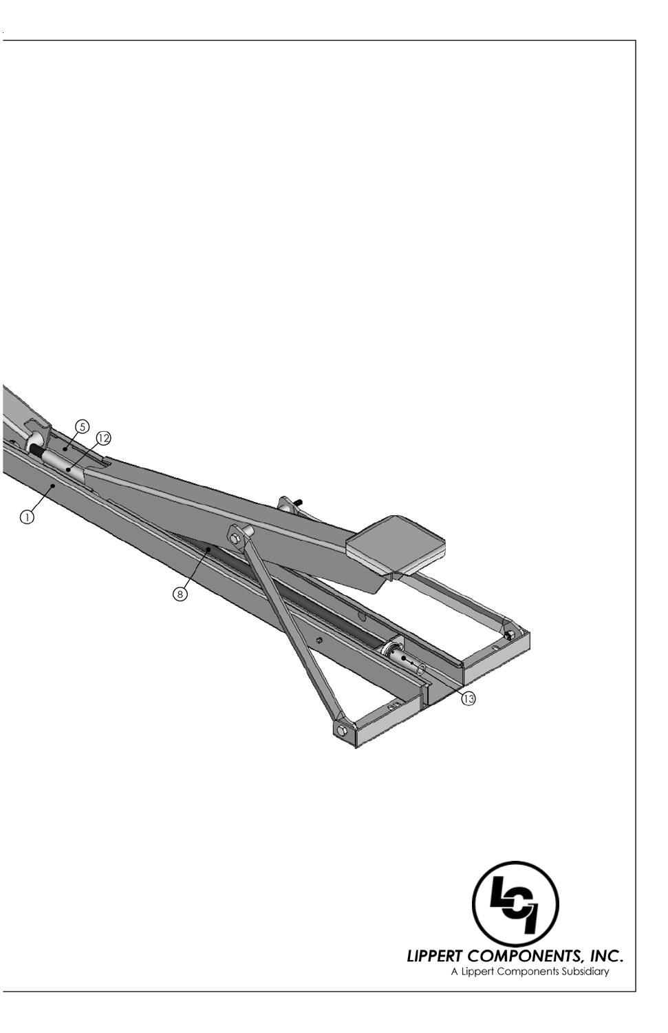LIPPERT COMPONENTS, INC.

A Lippert Components Subsidiary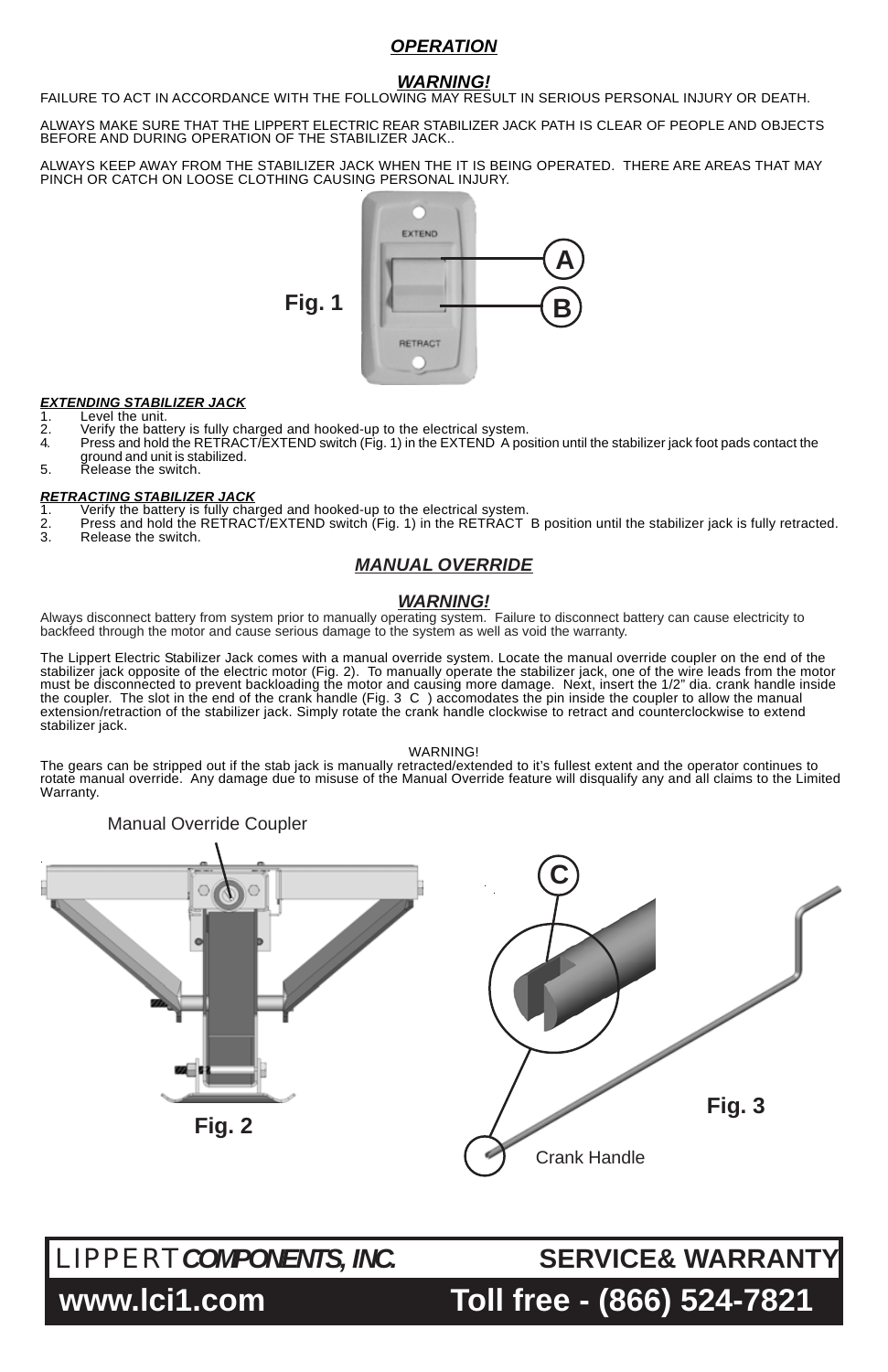## *OPERATION*

### *WARNING!*

FAILURE TO ACT IN ACCORDANCE WITH THE FOLLOWING MAY RESULT IN SERIOUS PERSONAL INJURY OR DEATH.

ALWAYS MAKE SURE THAT THE LIPPERT ELECTRIC REAR STABILIZER JACK PATH IS CLEAR OF PEOPLE AND OBJECTS BEFORE AND DURING OPERATION OF THE STABILIZER JACK..

ALWAYS KEEP AWAY FROM THE STABILIZER JACK WHEN THE IT IS BEING OPERATED. THERE ARE AREAS THAT MAY PINCH OR CATCH ON LOOSE CLOTHING CAUSING PERSONAL INJURY.

EXTEND

A

B

RETRACT

Fig. 1

### *EXTENDING STABILIZER JACK*

1. Level the unit.
2. Verify the battery is fully charged and hooked-up to the electrical system.
4. Press and hold the RETRACT/EXTEND switch (Fig. 1) in the EXTEND A position until the stabilizer jack foot pads contact the ground and unit is stabilized.
5. Release the switch.

### *RETRACTING STABILIZER JACK*

1. Verify the battery is fully charged and hooked-up to the electrical system.
2. Press and hold the RETRACT/EXTEND switch (Fig. 1) in the RETRACT B position until the stabilizer jack is fully retracted.
3. Release the switch.

## *MANUAL OVERRIDE*

### *WARNING!*

Always disconnect battery from system prior to manually operating system. Failure to disconnect battery can cause electricity to backfeed through the motor and cause serious damage to the system as well as void the warranty.

The Lippert Electric Stabilizer Jack comes with a manual override system. Locate the manual override coupler on the end of the stabilizer jack opposite of the electric motor (Fig. 2). To manually operate the stabilizer jack, one of the wire leads from the motor must be disconnected to prevent backloading the motor and causing more damage. Next, insert the 1/2" dia. crank handle inside the coupler. The slot in the end of the crank handle (Fig. 3 C ) accomodates the pin inside the coupler to allow the manual extension/retraction of the stabilizer jack. Simply rotate the crank handle clockwise to retract and counterclockwise to extend stabilizer jack.

WARNING!

The gears can be stripped out if the stab jack is manually retracted/extended to it's fullest extent and the operator continues to rotate manual override. Any damage due to misuse of the Manual Override feature will disqualify any and all claims to the Limited Warranty.

Manual Override Coupler

Fig. 2

C

Crank Handle

Fig. 3

LIPPERT ***COMPONENTS, INC.*** **SERVICE& WARRANTY**

**www.lci1.com** **Toll free - (866) 524-7821**